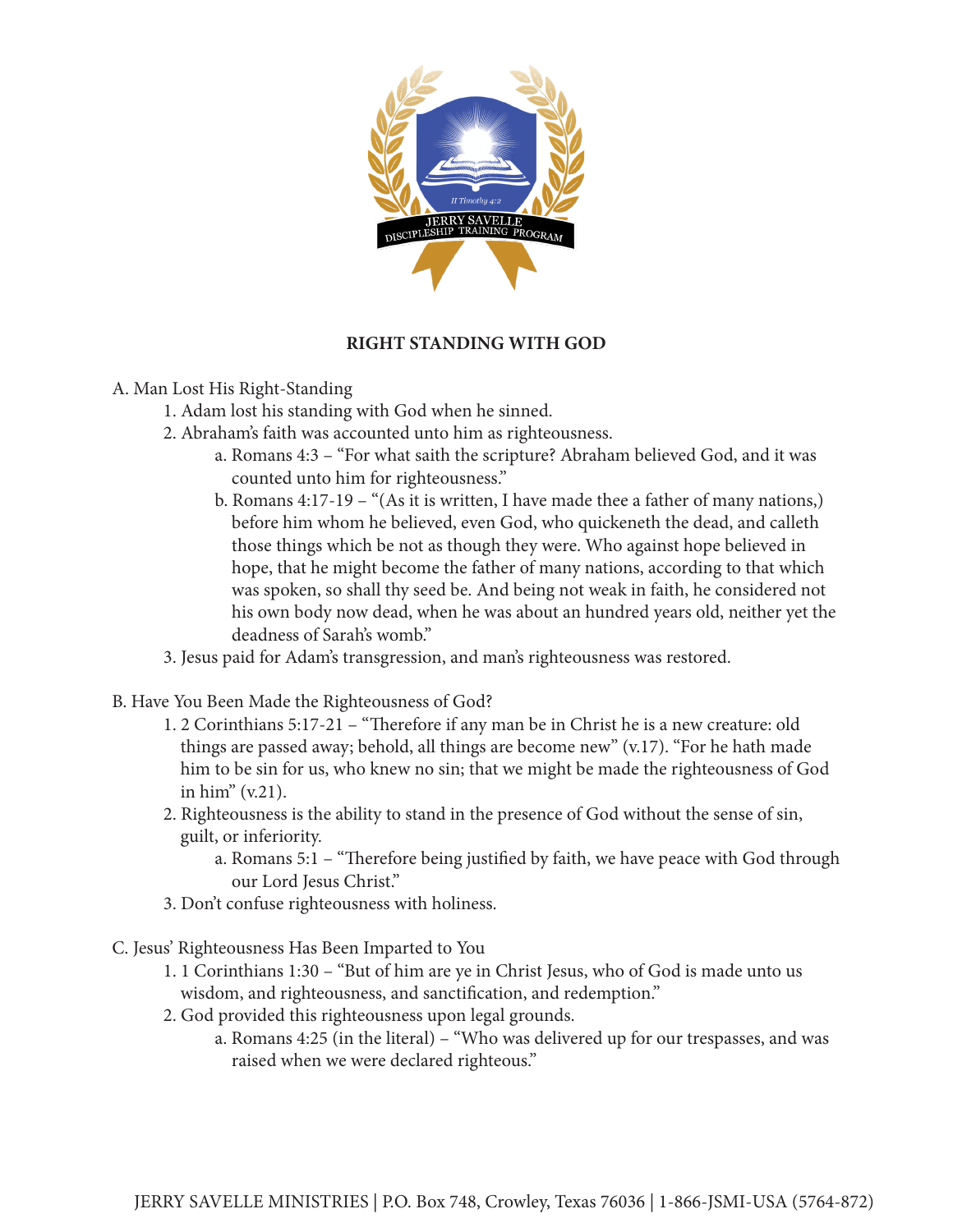# RIGHT STANDING WITH GOD

A. Man Lost His Right-Standing

1. Adam lost his standing with God when he sinned.
2. Abraham's faith was accounted unto him as righteousness.
   a. Romans 4:3 – "For what saith the scripture? Abraham believed God, and it was counted unto him for righteousness."
   b. Romans 4:17-19 – "(As it is written, I have made thee a father of many nations,) before him whom he believed, even God, who quickeneth the dead, and calleth those things which be not as though they were. Who against hope believed in hope, that he might become the father of many nations, according to that which was spoken, so shall thy seed be. And being not weak in faith, he considered not his own body now dead, when he was about an hundred years old, neither yet the deadness of Sarah's womb."
3. Jesus paid for Adam's transgression, and man's righteousness was restored.

B. Have You Been Made the Righteousness of God?

1. 2 Corinthians 5:17-21 – "Therefore if any man be in Christ he is a new creature: old things are passed away; behold, all things are become new" (v.17). "For he hath made him to be sin for us, who knew no sin; that we might be made the righteousness of God in him" (v.21).
2. Righteousness is the ability to stand in the presence of God without the sense of sin, guilt, or inferiority.
   a. Romans 5:1 – "Therefore being justified by faith, we have peace with God through our Lord Jesus Christ."
3. Don't confuse righteousness with holiness.

C. Jesus' Righteousness Has Been Imparted to You

1. 1 Corinthians 1:30 – "But of him are ye in Christ Jesus, who of God is made unto us wisdom, and righteousness, and sanctification, and redemption."
2. God provided this righteousness upon legal grounds.
   a. Romans 4:25 (in the literal) – "Who was delivered up for our trespasses, and was raised when we were declared righteous."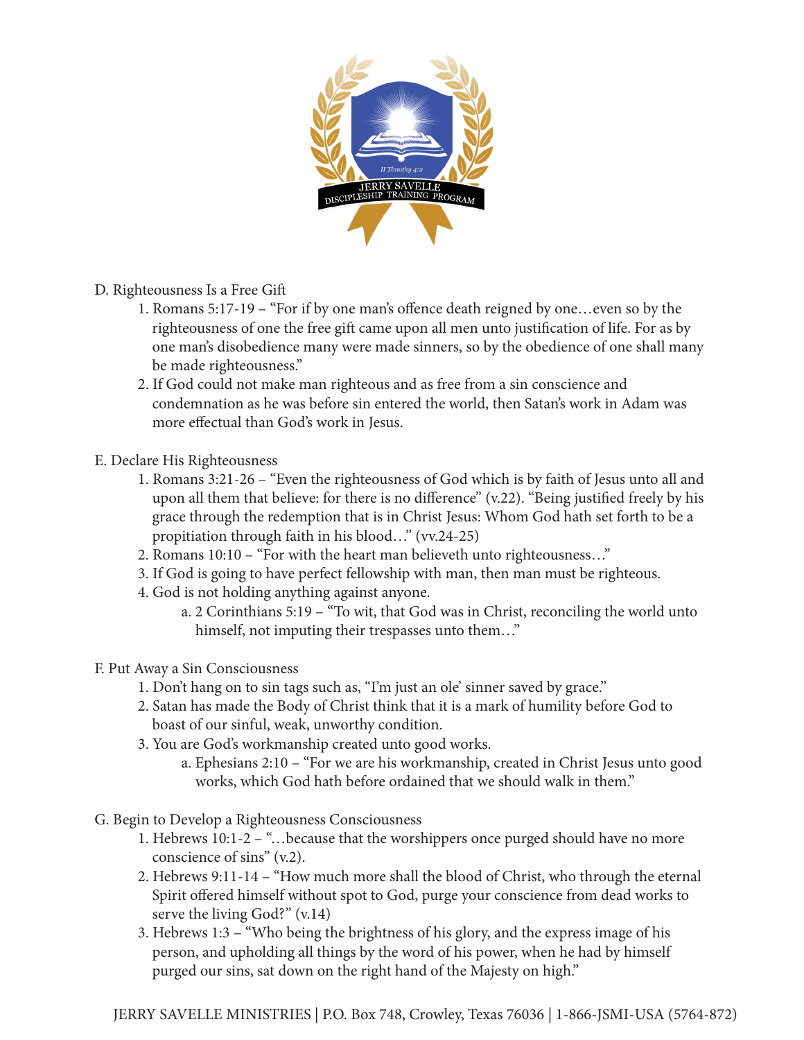D. Righteousness Is a Free Gift

1. Romans 5:17-19 – "For if by one man's offence death reigned by one…even so by the righteousness of one the free gift came upon all men unto justification of life. For as by one man's disobedience many were made sinners, so by the obedience of one shall many be made righteousness."
2. If God could not make man righteous and as free from a sin conscience and condemnation as he was before sin entered the world, then Satan's work in Adam was more effectual than God's work in Jesus.

E. Declare His Righteousness

1. Romans 3:21-26 – "Even the righteousness of God which is by faith of Jesus unto all and upon all them that believe: for there is no difference" (v.22). "Being justified freely by his grace through the redemption that is in Christ Jesus: Whom God hath set forth to be a propitiation through faith in his blood…" (vv.24-25)
2. Romans 10:10 – "For with the heart man believeth unto righteousness…"
3. If God is going to have perfect fellowship with man, then man must be righteous.
4. God is not holding anything against anyone.
   a. 2 Corinthians 5:19 – "To wit, that God was in Christ, reconciling the world unto himself, not imputing their trespasses unto them…"

F. Put Away a Sin Consciousness

1. Don't hang on to sin tags such as, "I'm just an ole' sinner saved by grace."
2. Satan has made the Body of Christ think that it is a mark of humility before God to boast of our sinful, weak, unworthy condition.
3. You are God's workmanship created unto good works.
   a. Ephesians 2:10 – "For we are his workmanship, created in Christ Jesus unto good works, which God hath before ordained that we should walk in them."

G. Begin to Develop a Righteousness Consciousness

1. Hebrews 10:1-2 – "…because that the worshippers once purged should have no more conscience of sins" (v.2).
2. Hebrews 9:11-14 – "How much more shall the blood of Christ, who through the eternal Spirit offered himself without spot to God, purge your conscience from dead works to serve the living God?" (v.14)
3. Hebrews 1:3 – "Who being the brightness of his glory, and the express image of his person, and upholding all things by the word of his power, when he had by himself purged our sins, sat down on the right hand of the Majesty on high."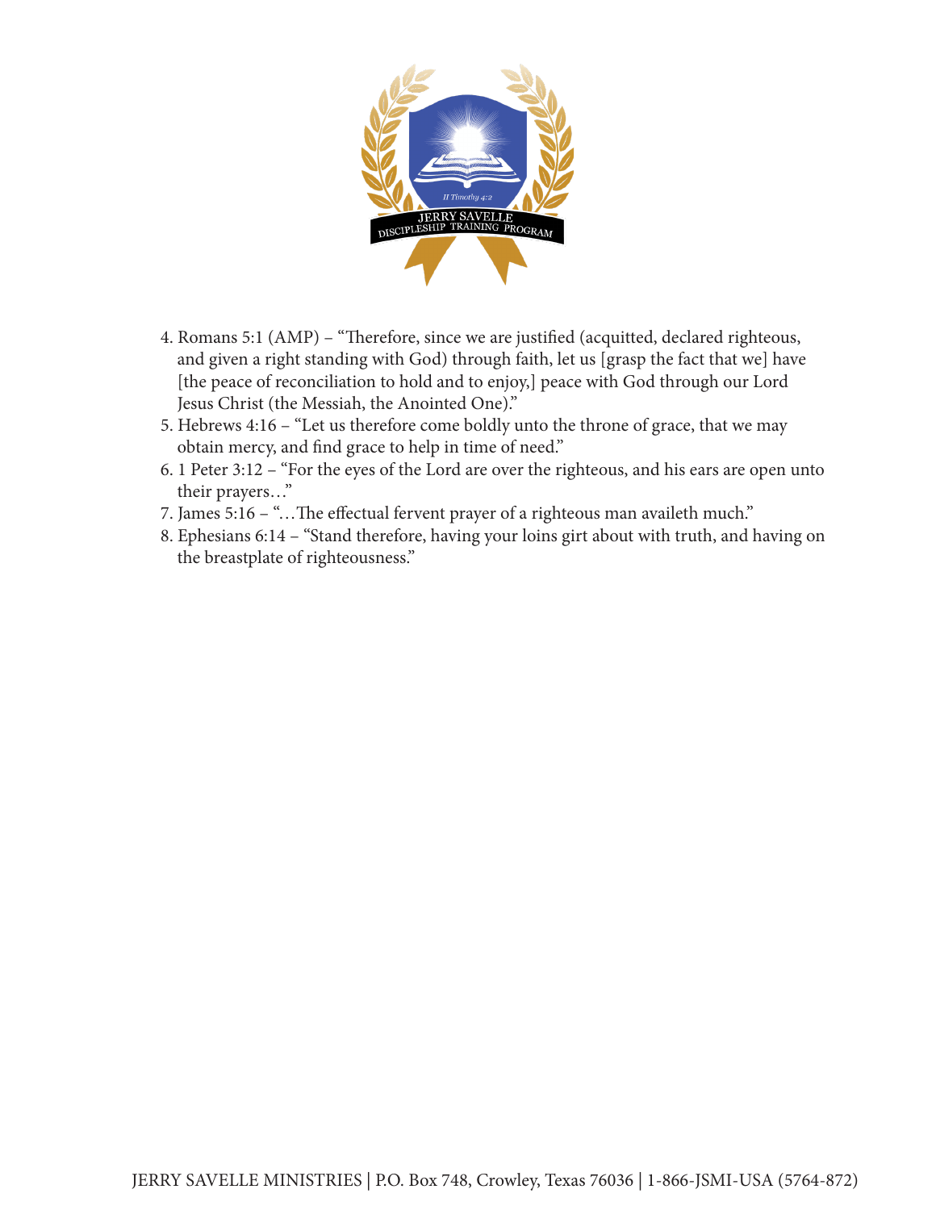4. Romans 5:1 (AMP) – "Therefore, since we are justified (acquitted, declared righteous, and given a right standing with God) through faith, let us [grasp the fact that we] have [the peace of reconciliation to hold and to enjoy,] peace with God through our Lord Jesus Christ (the Messiah, the Anointed One)."
5. Hebrews 4:16 – "Let us therefore come boldly unto the throne of grace, that we may obtain mercy, and find grace to help in time of need."
6. 1 Peter 3:12 – "For the eyes of the Lord are over the righteous, and his ears are open unto their prayers…"
7. James 5:16 – "…The effectual fervent prayer of a righteous man availeth much."
8. Ephesians 6:14 – "Stand therefore, having your loins girt about with truth, and having on the breastplate of righteousness."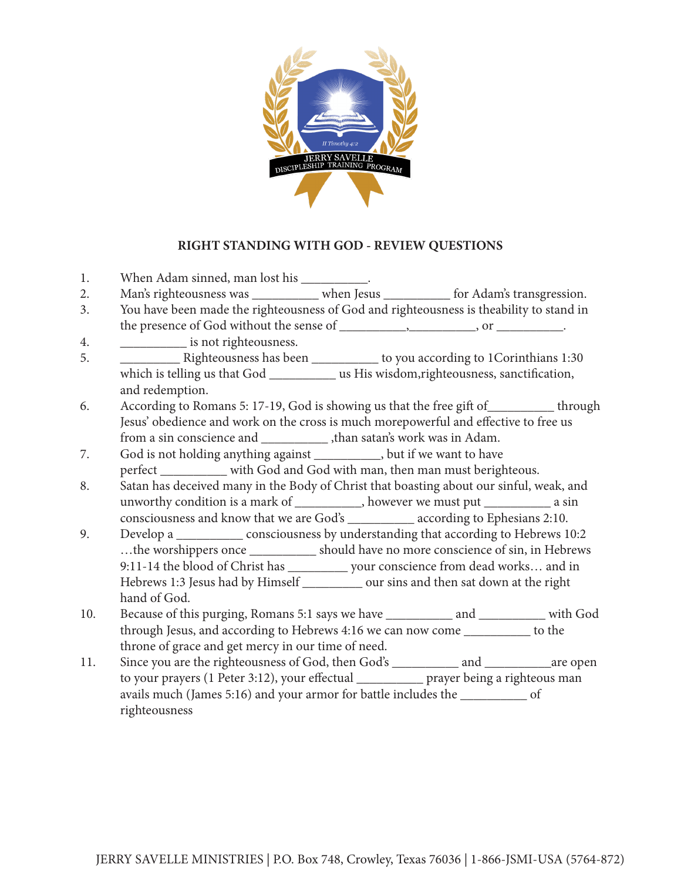## RIGHT STANDING WITH GOD - REVIEW QUESTIONS

1. When Adam sinned, man lost his __________.
2. Man's righteousness was __________ when Jesus __________ for Adam's transgression.
3. You have been made the righteousness of God and righteousness is theability to stand in the presence of God without the sense of __________,__________, or __________.
4. __________ is not righteousness.
5. _________ Righteousness has been __________ to you according to 1Corinthians 1:30 which is telling us that God __________ us His wisdom,righteousness, sanctification, and redemption.
6. According to Romans 5: 17-19, God is showing us that the free gift of__________ through Jesus' obedience and work on the cross is much morepowerful and effective to free us from a sin conscience and __________ ,than satan's work was in Adam.
7. God is not holding anything against __________, but if we want to have perfect __________ with God and God with man, then man must berighteous.
8. Satan has deceived many in the Body of Christ that boasting about our sinful, weak, and unworthy condition is a mark of __________, however we must put __________ a sin consciousness and know that we are God's __________ according to Ephesians 2:10.
9. Develop a __________ consciousness by understanding that according to Hebrews 10:2 …the worshippers once __________ should have no more conscience of sin, in Hebrews 9:11-14 the blood of Christ has _________ your conscience from dead works… and in Hebrews 1:3 Jesus had by Himself _________ our sins and then sat down at the right hand of God.
10. Because of this purging, Romans 5:1 says we have __________ and __________ with God through Jesus, and according to Hebrews 4:16 we can now come __________ to the throne of grace and get mercy in our time of need.
11. Since you are the righteousness of God, then God's __________ and __________are open to your prayers (1 Peter 3:12), your effectual __________ prayer being a righteous man avails much (James 5:16) and your armor for battle includes the __________ of righteousness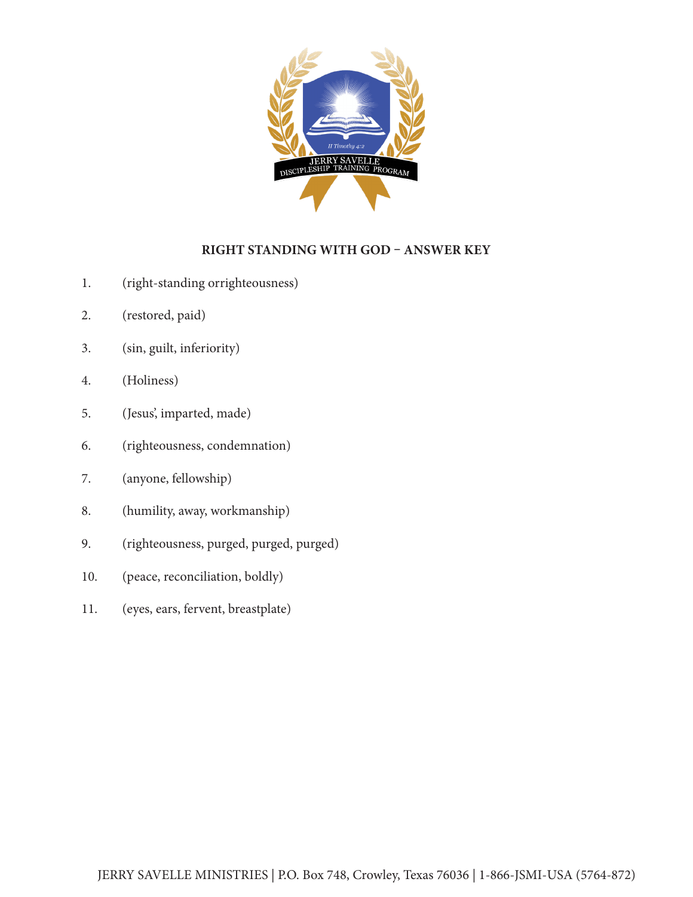**RIGHT STANDING WITH GOD – ANSWER KEY**

1. (right-standing orrighteousness)
2. (restored, paid)
3. (sin, guilt, inferiority)
4. (Holiness)
5. (Jesus', imparted, made)
6. (righteousness, condemnation)
7. (anyone, fellowship)
8. (humility, away, workmanship)
9. (righteousness, purged, purged, purged)
10. (peace, reconciliation, boldly)
11. (eyes, ears, fervent, breastplate)

JERRY SAVELLE MINISTRIES | P.O. Box 748, Crowley, Texas 76036 | 1-866-JSMI-USA (5764-872)